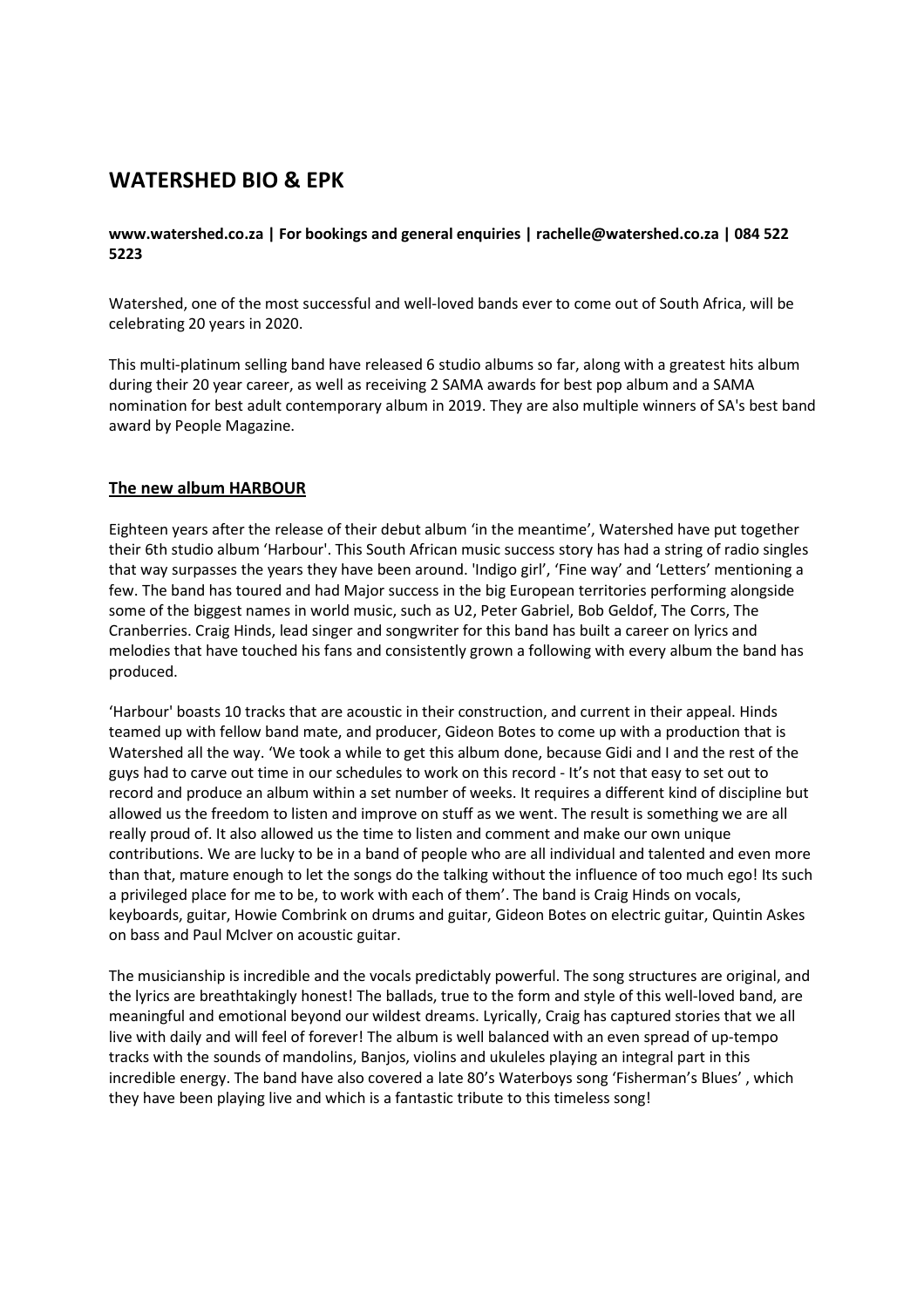# WATERSHED BIO & EPK

**www.watershed.co.za | For bookings and general enquiries | rachelle@watershed.co.za | 084 522 5223**

Watershed, one of the most successful and well-loved bands ever to come out of South Africa, will be celebrating 20 years in 2020.

This multi-platinum selling band have released 6 studio albums so far, along with a greatest hits album during their 20 year career, as well as receiving 2 SAMA awards for best pop album and a SAMA nomination for best adult contemporary album in 2019. They are also multiple winners of SA's best band award by People Magazine.

## The new album HARBOUR

Eighteen years after the release of their debut album 'in the meantime', Watershed have put together their 6th studio album 'Harbour'. This South African music success story has had a string of radio singles that way surpasses the years they have been around. 'Indigo girl', 'Fine way' and 'Letters' mentioning a few. The band has toured and had Major success in the big European territories performing alongside some of the biggest names in world music, such as U2, Peter Gabriel, Bob Geldof, The Corrs, The Cranberries. Craig Hinds, lead singer and songwriter for this band has built a career on lyrics and melodies that have touched his fans and consistently grown a following with every album the band has produced.

'Harbour' boasts 10 tracks that are acoustic in their construction, and current in their appeal. Hinds teamed up with fellow band mate, and producer, Gideon Botes to come up with a production that is Watershed all the way. 'We took a while to get this album done, because Gidi and I and the rest of the guys had to carve out time in our schedules to work on this record - It's not that easy to set out to record and produce an album within a set number of weeks. It requires a different kind of discipline but allowed us the freedom to listen and improve on stuff as we went. The result is something we are all really proud of. It also allowed us the time to listen and comment and make our own unique contributions. We are lucky to be in a band of people who are all individual and talented and even more than that, mature enough to let the songs do the talking without the influence of too much ego! Its such a privileged place for me to be, to work with each of them'. The band is Craig Hinds on vocals, keyboards, guitar, Howie Combrink on drums and guitar, Gideon Botes on electric guitar, Quintin Askes on bass and Paul McIver on acoustic guitar.

The musicianship is incredible and the vocals predictably powerful. The song structures are original, and the lyrics are breathtakingly honest! The ballads, true to the form and style of this well-loved band, are meaningful and emotional beyond our wildest dreams. Lyrically, Craig has captured stories that we all live with daily and will feel of forever! The album is well balanced with an even spread of up-tempo tracks with the sounds of mandolins, Banjos, violins and ukuleles playing an integral part in this incredible energy. The band have also covered a late 80's Waterboys song 'Fisherman's Blues' , which they have been playing live and which is a fantastic tribute to this timeless song!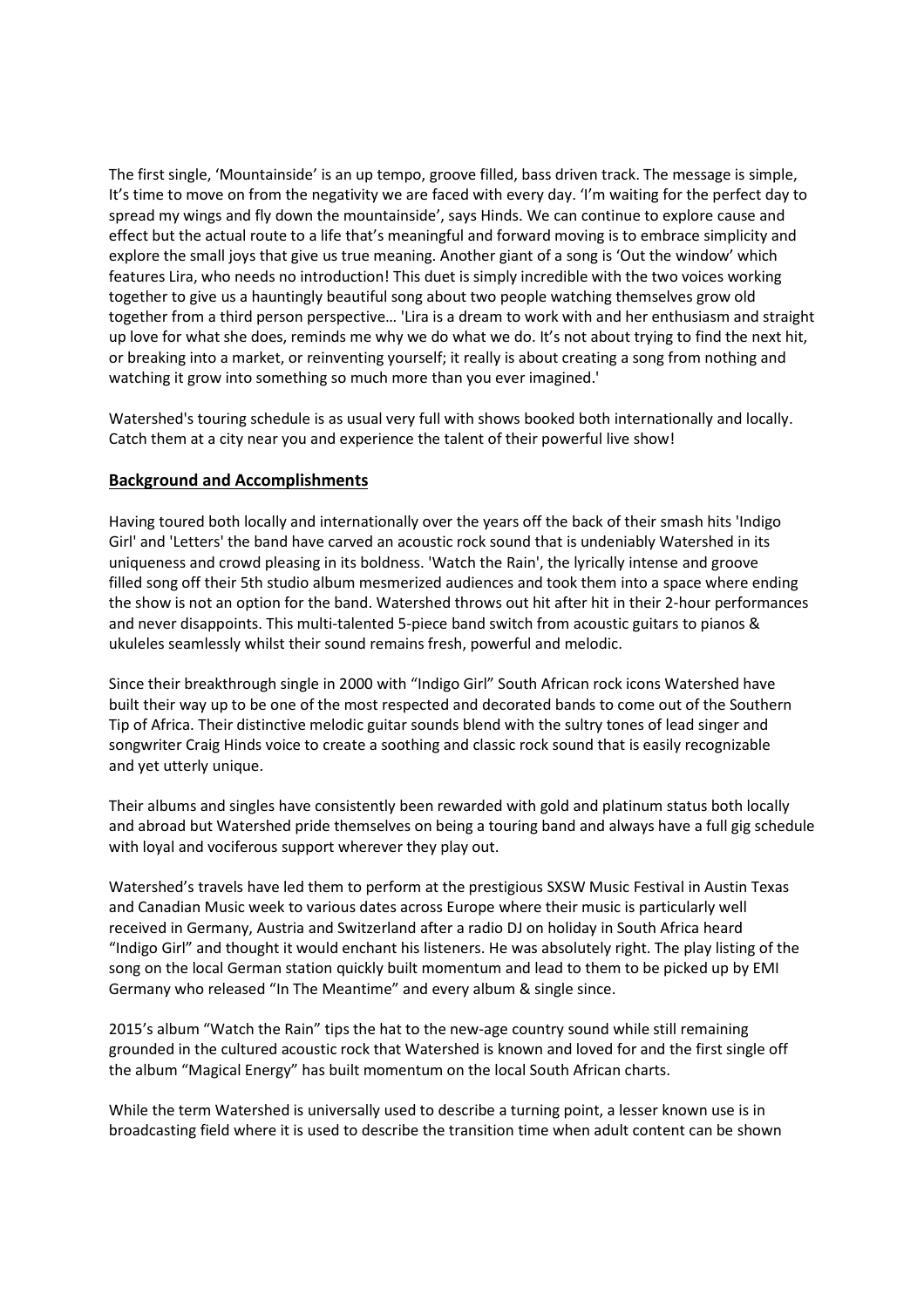The first single, 'Mountainside' is an up tempo, groove filled, bass driven track. The message is simple, It's time to move on from the negativity we are faced with every day. 'I'm waiting for the perfect day to spread my wings and fly down the mountainside', says Hinds. We can continue to explore cause and effect but the actual route to a life that's meaningful and forward moving is to embrace simplicity and explore the small joys that give us true meaning. Another giant of a song is 'Out the window' which features Lira, who needs no introduction! This duet is simply incredible with the two voices working together to give us a hauntingly beautiful song about two people watching themselves grow old together from a third person perspective… 'Lira is a dream to work with and her enthusiasm and straight up love for what she does, reminds me why we do what we do. It's not about trying to find the next hit, or breaking into a market, or reinventing yourself; it really is about creating a song from nothing and watching it grow into something so much more than you ever imagined.'

Watershed's touring schedule is as usual very full with shows booked both internationally and locally. Catch them at a city near you and experience the talent of their powerful live show!

## Background and Accomplishments

Having toured both locally and internationally over the years off the back of their smash hits 'Indigo Girl' and 'Letters' the band have carved an acoustic rock sound that is undeniably Watershed in its uniqueness and crowd pleasing in its boldness. 'Watch the Rain', the lyrically intense and groove filled song off their 5th studio album mesmerized audiences and took them into a space where ending the show is not an option for the band. Watershed throws out hit after hit in their 2-hour performances and never disappoints. This multi-talented 5-piece band switch from acoustic guitars to pianos & ukuleles seamlessly whilst their sound remains fresh, powerful and melodic.

Since their breakthrough single in 2000 with "Indigo Girl" South African rock icons Watershed have built their way up to be one of the most respected and decorated bands to come out of the Southern Tip of Africa. Their distinctive melodic guitar sounds blend with the sultry tones of lead singer and songwriter Craig Hinds voice to create a soothing and classic rock sound that is easily recognizable and yet utterly unique.

Their albums and singles have consistently been rewarded with gold and platinum status both locally and abroad but Watershed pride themselves on being a touring band and always have a full gig schedule with loyal and vociferous support wherever they play out.

Watershed's travels have led them to perform at the prestigious SXSW Music Festival in Austin Texas and Canadian Music week to various dates across Europe where their music is particularly well received in Germany, Austria and Switzerland after a radio DJ on holiday in South Africa heard "Indigo Girl" and thought it would enchant his listeners. He was absolutely right. The play listing of the song on the local German station quickly built momentum and lead to them to be picked up by EMI Germany who released "In The Meantime" and every album & single since.

2015's album "Watch the Rain" tips the hat to the new-age country sound while still remaining grounded in the cultured acoustic rock that Watershed is known and loved for and the first single off the album "Magical Energy" has built momentum on the local South African charts.

While the term Watershed is universally used to describe a turning point, a lesser known use is in broadcasting field where it is used to describe the transition time when adult content can be shown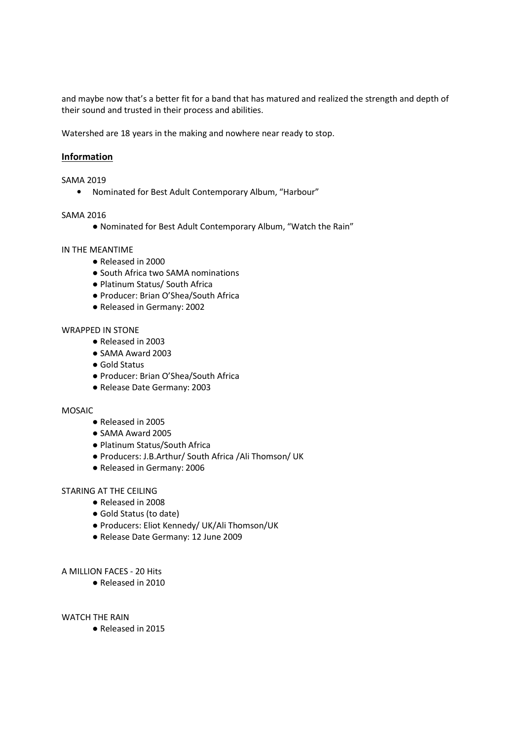and maybe now that's a better fit for a band that has matured and realized the strength and depth of their sound and trusted in their process and abilities.

Watershed are 18 years in the making and nowhere near ready to stop.

## **Information**

SAMA 2019

- Nominated for Best Adult Contemporary Album, "Harbour"

SAMA 2016

- Nominated for Best Adult Contemporary Album, "Watch the Rain"

IN THE MEANTIME

- Released in 2000
- South Africa two SAMA nominations
- Platinum Status/ South Africa
- Producer: Brian O'Shea/South Africa
- Released in Germany: 2002

WRAPPED IN STONE

- Released in 2003
- SAMA Award 2003
- Gold Status
- Producer: Brian O'Shea/South Africa
- Release Date Germany: 2003

MOSAIC

- Released in 2005
- SAMA Award 2005
- Platinum Status/South Africa
- Producers: J.B.Arthur/ South Africa /Ali Thomson/ UK
- Released in Germany: 2006

STARING AT THE CEILING

- Released in 2008
- Gold Status (to date)
- Producers: Eliot Kennedy/ UK/Ali Thomson/UK
- Release Date Germany: 12 June 2009

A MILLION FACES - 20 Hits

- Released in 2010

WATCH THE RAIN

- Released in 2015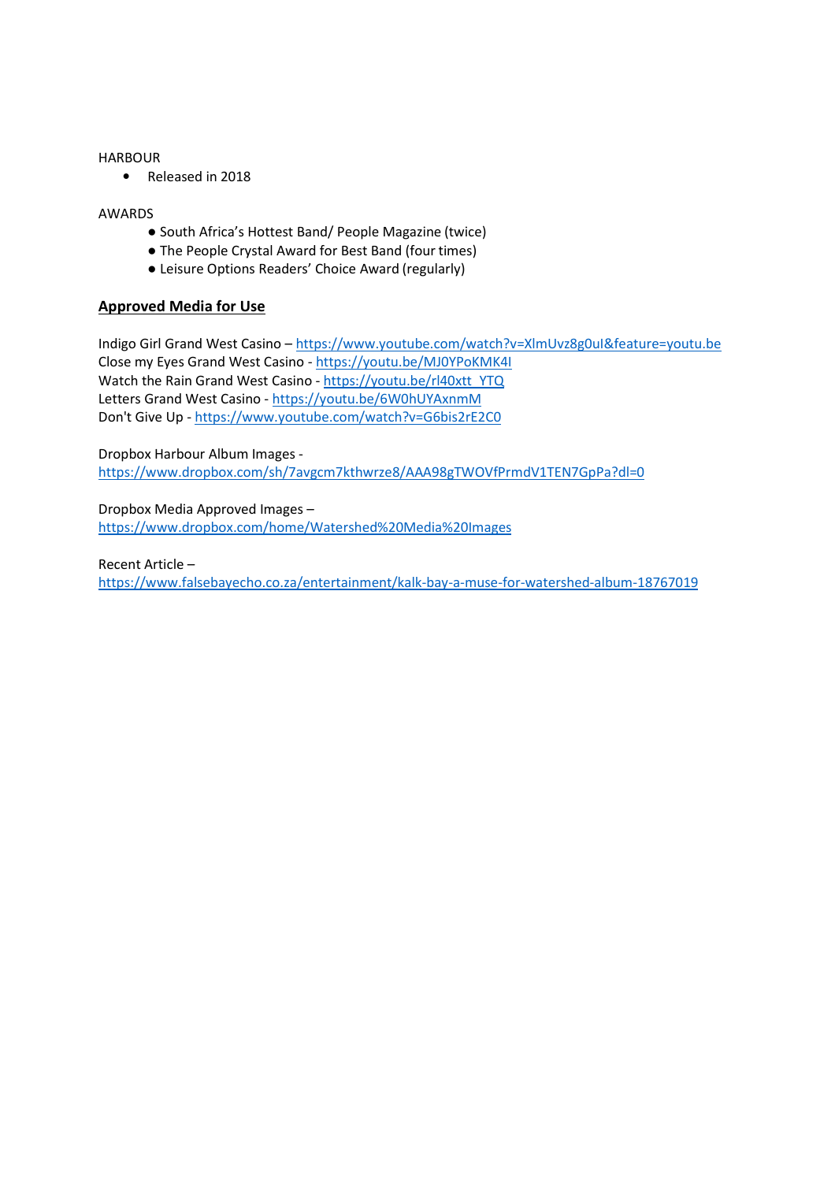HARBOUR

- Released in 2018

AWARDS

- South Africa's Hottest Band/ People Magazine (twice)
- The People Crystal Award for Best Band (four times)
- Leisure Options Readers' Choice Award (regularly)

**Approved Media for Use**

Indigo Girl Grand West Casino – https://www.youtube.com/watch?v=XlmUvz8g0uI&feature=youtu.be
Close my Eyes Grand West Casino - https://youtu.be/MJ0YPoKMK4I
Watch the Rain Grand West Casino - https://youtu.be/rl40xtt_YTQ
Letters Grand West Casino - https://youtu.be/6W0hUYAxnmM
Don't Give Up - https://www.youtube.com/watch?v=G6bis2rE2C0

Dropbox Harbour Album Images -
https://www.dropbox.com/sh/7avgcm7kthwrze8/AAA98gTWOVfPrmdV1TEN7GpPa?dl=0

Dropbox Media Approved Images –
https://www.dropbox.com/home/Watershed%20Media%20Images

Recent Article –
https://www.falsebayecho.co.za/entertainment/kalk-bay-a-muse-for-watershed-album-18767019